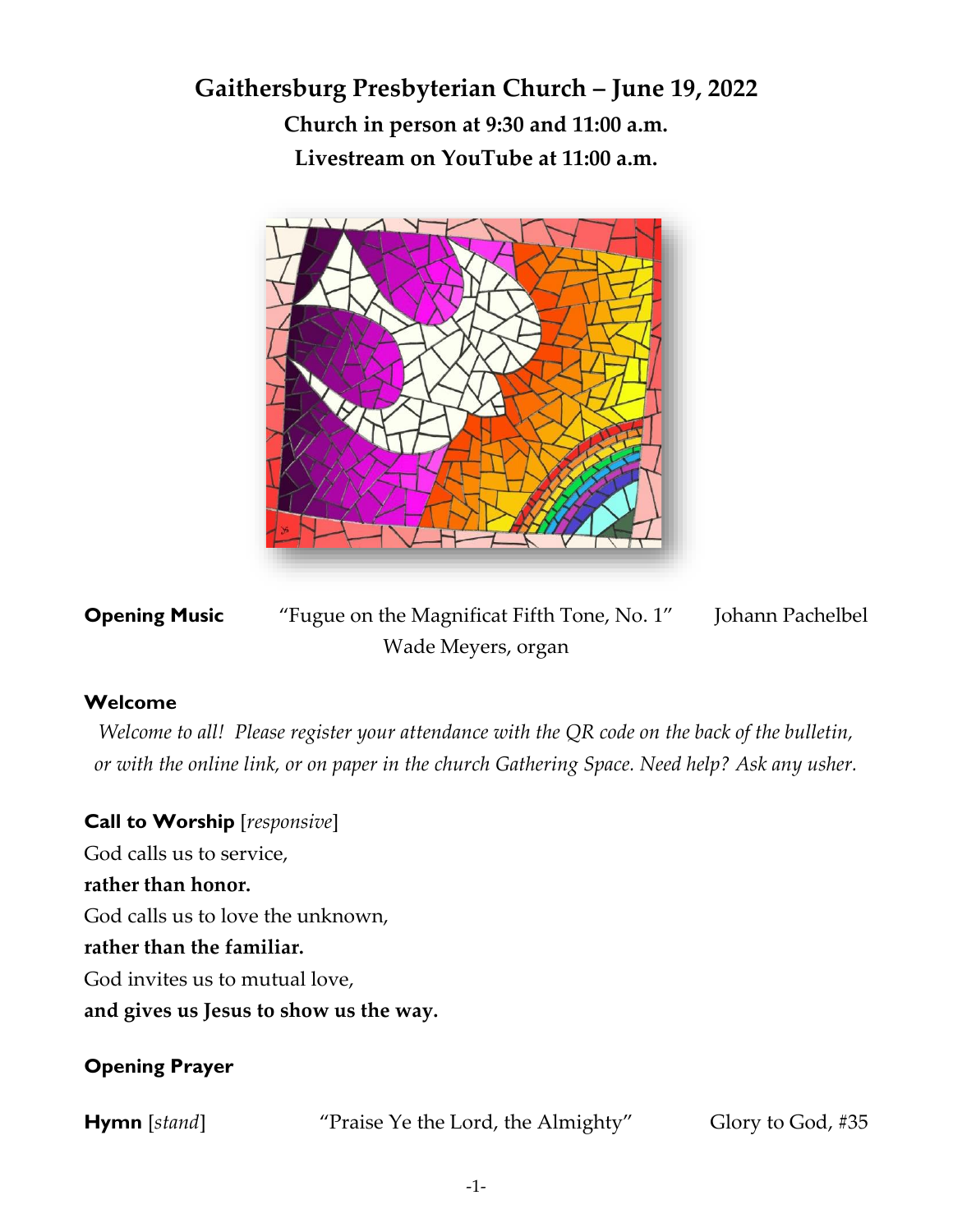# Gaithersburg Presbyterian Church – June 19, 2022

**Church in person at 9:30 and 11:00 a.m.**

**Livestream on YouTube at 11:00 a.m.**

**Opening Music** “Fugue on the Magnificat Fifth Tone, No. 1” Johann Pachelbel
Wade Meyers, organ

**Welcome**

*Welcome to all! Please register your attendance with the QR code on the back of the bulletin, or with the online link, or on paper in the church Gathering Space. Need help? Ask any usher.*

**Call to Worship** [*responsive*]

God calls us to service,
**rather than honor.**
God calls us to love the unknown,
**rather than the familiar.**
God invites us to mutual love,
**and gives us Jesus to show us the way.**

**Opening Prayer**

**Hymn** [*stand*] “Praise Ye the Lord, the Almighty” Glory to God, #35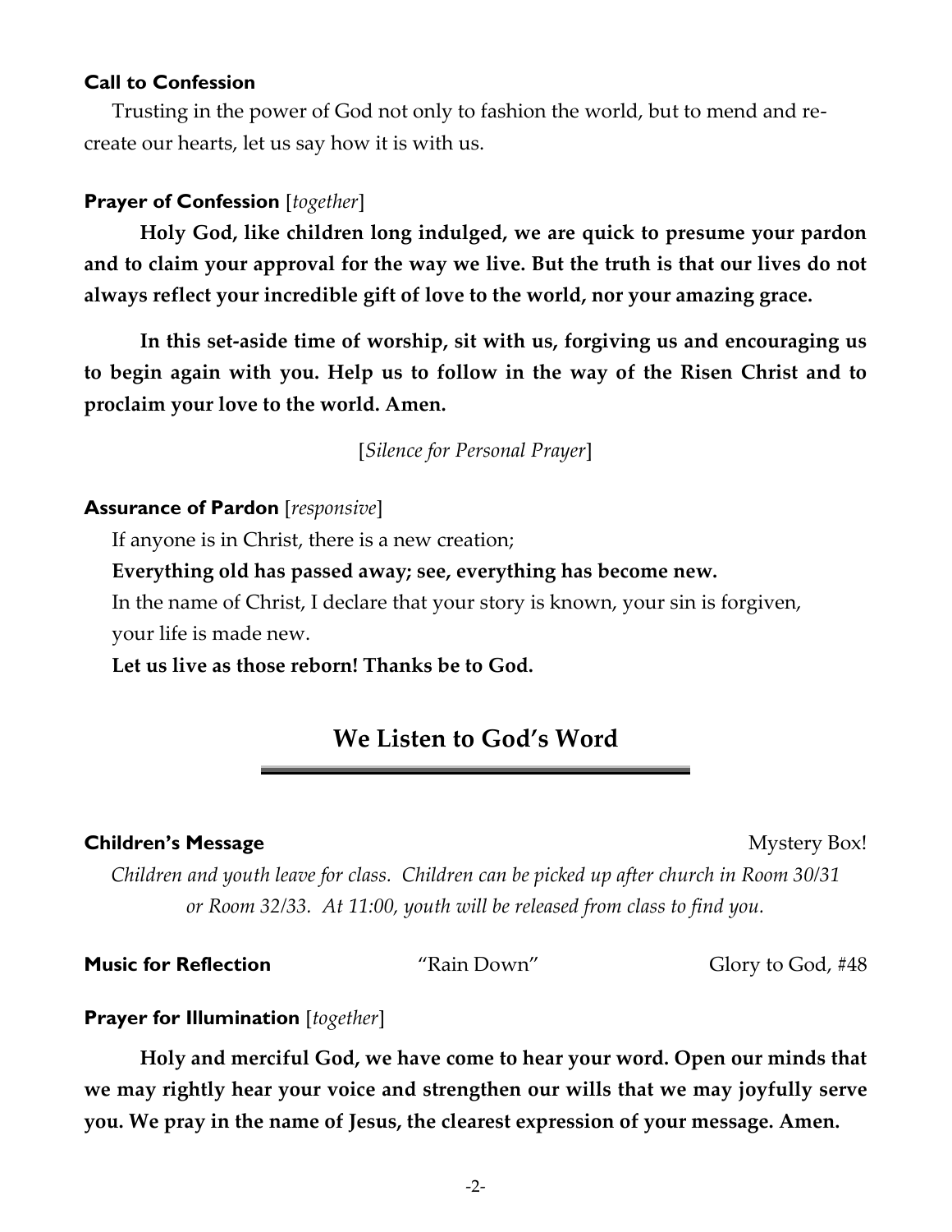**Call to Confession**

Trusting in the power of God not only to fashion the world, but to mend and re-create our hearts, let us say how it is with us.

**Prayer of Confession** [*together*]

**Holy God, like children long indulged, we are quick to presume your pardon and to claim your approval for the way we live. But the truth is that our lives do not always reflect your incredible gift of love to the world, nor your amazing grace.**

**In this set-aside time of worship, sit with us, forgiving us and encouraging us to begin again with you. Help us to follow in the way of the Risen Christ and to proclaim your love to the world. Amen.**

[*Silence for Personal Prayer*]

**Assurance of Pardon** [*responsive*]

If anyone is in Christ, there is a new creation;

**Everything old has passed away; see, everything has become new.**

In the name of Christ, I declare that your story is known, your sin is forgiven, your life is made new.

**Let us live as those reborn! Thanks be to God.**

## We Listen to God's Word

**Children's Message** — Mystery Box!

*Children and youth leave for class. Children can be picked up after church in Room 30/31 or Room 32/33. At 11:00, youth will be released from class to find you.*

**Music for Reflection** — "Rain Down" — Glory to God, #48

**Prayer for Illumination** [*together*]

**Holy and merciful God, we have come to hear your word. Open our minds that we may rightly hear your voice and strengthen our wills that we may joyfully serve you. We pray in the name of Jesus, the clearest expression of your message. Amen.**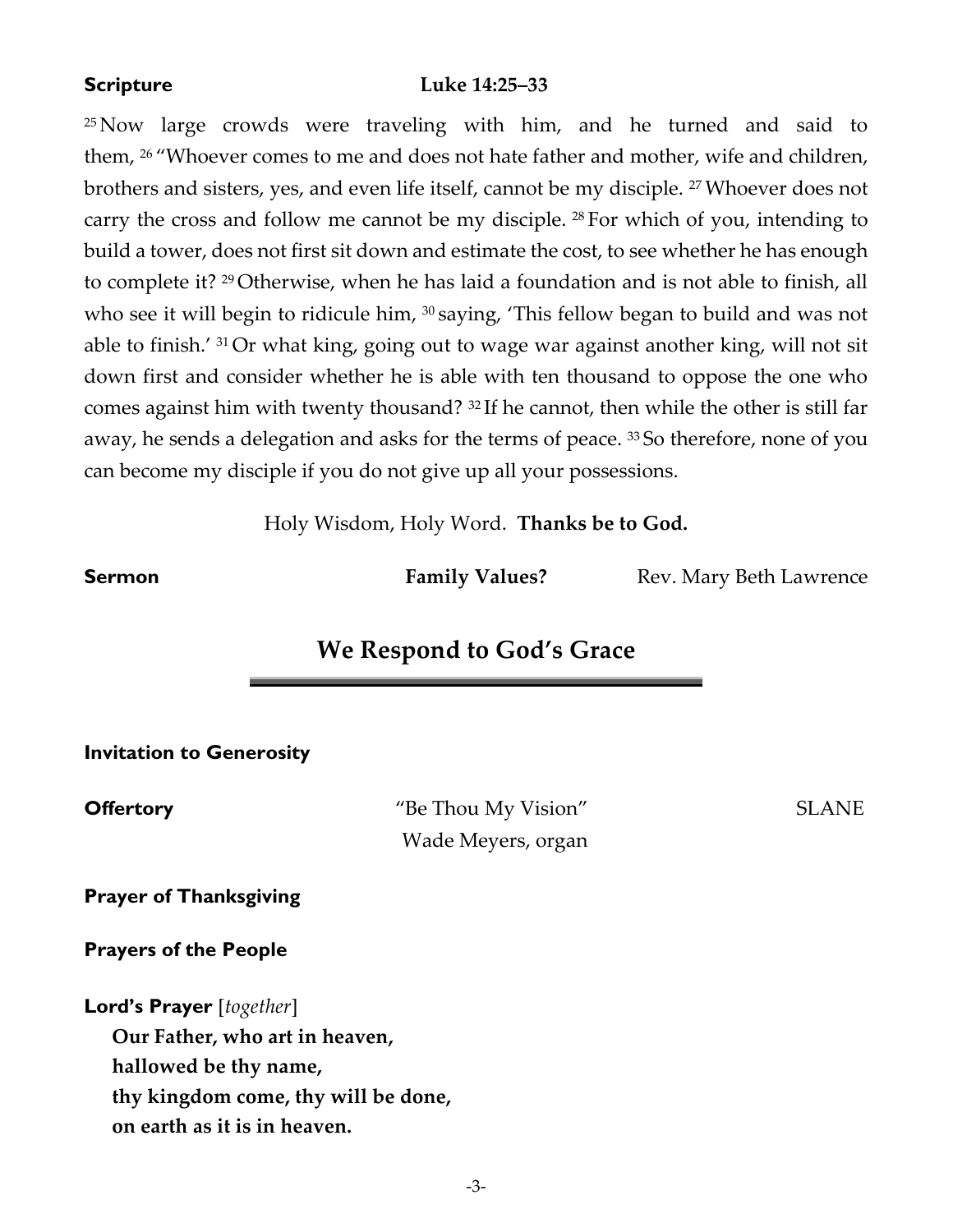**Scripture** **Luke 14:25–33**

[25] Now large crowds were traveling with him, and he turned and said to them, [26] "Whoever comes to me and does not hate father and mother, wife and children, brothers and sisters, yes, and even life itself, cannot be my disciple. [27] Whoever does not carry the cross and follow me cannot be my disciple. [28] For which of you, intending to build a tower, does not first sit down and estimate the cost, to see whether he has enough to complete it? [29] Otherwise, when he has laid a foundation and is not able to finish, all who see it will begin to ridicule him, [30] saying, 'This fellow began to build and was not able to finish.' [31] Or what king, going out to wage war against another king, will not sit down first and consider whether he is able with ten thousand to oppose the one who comes against him with twenty thousand? [32] If he cannot, then while the other is still far away, he sends a delegation and asks for the terms of peace. [33] So therefore, none of you can become my disciple if you do not give up all your possessions.

Holy Wisdom, Holy Word. **Thanks be to God.**

**Sermon** **Family Values?** Rev. Mary Beth Lawrence

## We Respond to God's Grace

**Invitation to Generosity**

**Offertory** "Be Thou My Vision" SLANE
Wade Meyers, organ

**Prayer of Thanksgiving**

**Prayers of the People**

**Lord's Prayer** [*together*]
**Our Father, who art in heaven,**
**hallowed be thy name,**
**thy kingdom come, thy will be done,**
**on earth as it is in heaven.**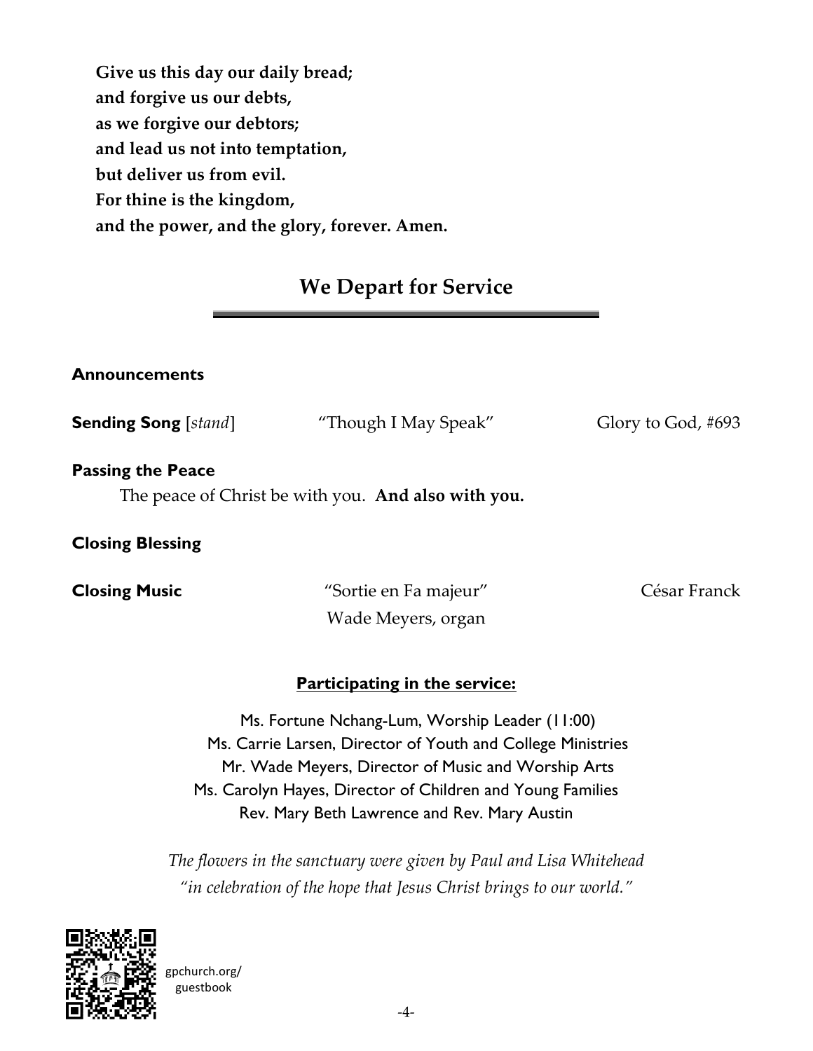**Give us this day our daily bread;**
**and forgive us our debts,**
**as we forgive our debtors;**
**and lead us not into temptation,**
**but deliver us from evil.**
**For thine is the kingdom,**
**and the power, and the glory, forever. Amen.**

## We Depart for Service

**Announcements**

**Sending Song** [*stand*] "Though I May Speak" Glory to God, #693

**Passing the Peace**

The peace of Christ be with you. **And also with you.**

**Closing Blessing**

**Closing Music** "Sortie en Fa majeur" César Franck
Wade Meyers, organ

**Participating in the service:**

Ms. Fortune Nchang-Lum, Worship Leader (11:00)
Ms. Carrie Larsen, Director of Youth and College Ministries
Mr. Wade Meyers, Director of Music and Worship Arts
Ms. Carolyn Hayes, Director of Children and Young Families
Rev. Mary Beth Lawrence and Rev. Mary Austin

*The flowers in the sanctuary were given by Paul and Lisa Whitehead "in celebration of the hope that Jesus Christ brings to our world."*

gpchurch.org/
guestbook